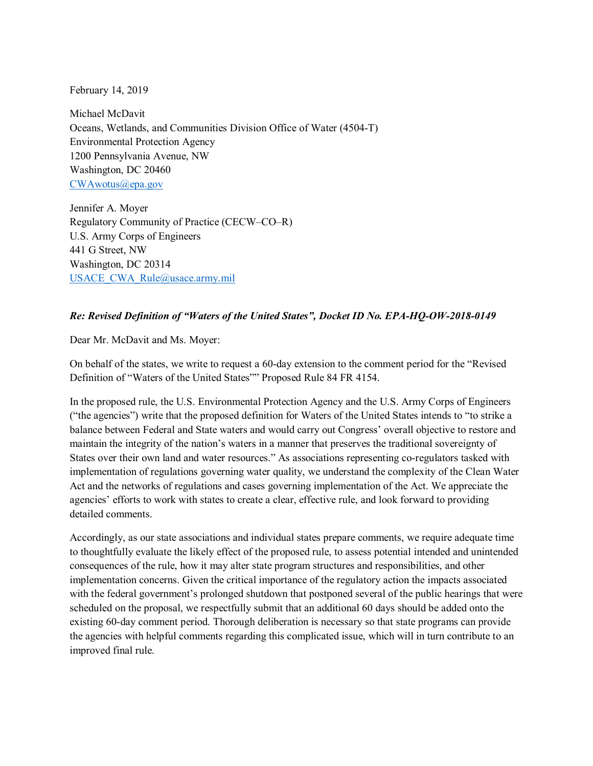February 14, 2019

Michael McDavit
Oceans, Wetlands, and Communities Division Office of Water (4504-T)
Environmental Protection Agency
1200 Pennsylvania Avenue, NW
Washington, DC 20460
CWAwotus@epa.gov

Jennifer A. Moyer
Regulatory Community of Practice (CECW–CO–R)
U.S. Army Corps of Engineers
441 G Street, NW
Washington, DC 20314
USACE_CWA_Rule@usace.army.mil

***Re: Revised Definition of "Waters of the United States", Docket ID No. EPA-HQ-OW-2018-0149***

Dear Mr. McDavit and Ms. Moyer:

On behalf of the states, we write to request a 60-day extension to the comment period for the "Revised Definition of "Waters of the United States"" Proposed Rule 84 FR 4154.

In the proposed rule, the U.S. Environmental Protection Agency and the U.S. Army Corps of Engineers ("the agencies") write that the proposed definition for Waters of the United States intends to "to strike a balance between Federal and State waters and would carry out Congress' overall objective to restore and maintain the integrity of the nation's waters in a manner that preserves the traditional sovereignty of States over their own land and water resources." As associations representing co-regulators tasked with implementation of regulations governing water quality, we understand the complexity of the Clean Water Act and the networks of regulations and cases governing implementation of the Act. We appreciate the agencies' efforts to work with states to create a clear, effective rule, and look forward to providing detailed comments.

Accordingly, as our state associations and individual states prepare comments, we require adequate time to thoughtfully evaluate the likely effect of the proposed rule, to assess potential intended and unintended consequences of the rule, how it may alter state program structures and responsibilities, and other implementation concerns. Given the critical importance of the regulatory action the impacts associated with the federal government's prolonged shutdown that postponed several of the public hearings that were scheduled on the proposal, we respectfully submit that an additional 60 days should be added onto the existing 60-day comment period. Thorough deliberation is necessary so that state programs can provide the agencies with helpful comments regarding this complicated issue, which will in turn contribute to an improved final rule.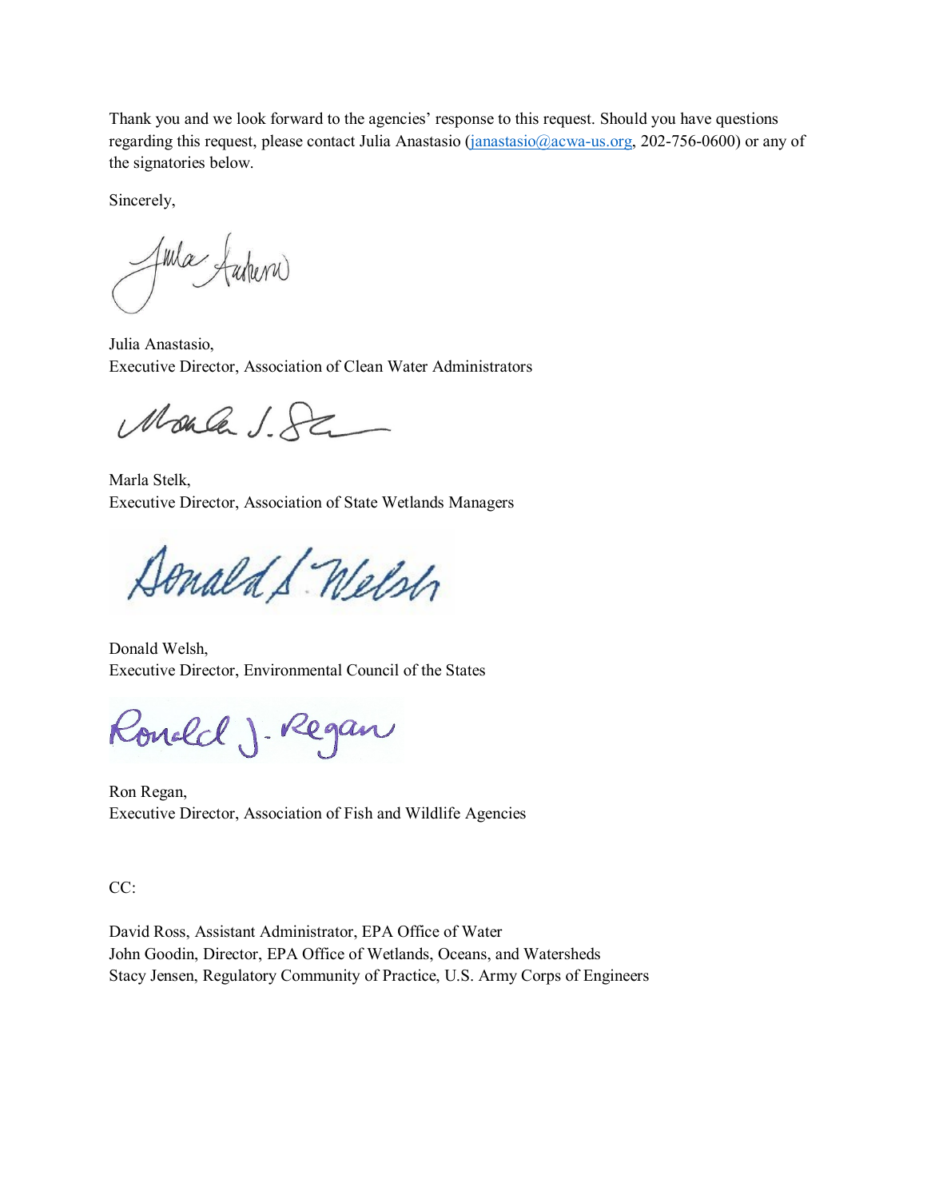Thank you and we look forward to the agencies' response to this request. Should you have questions regarding this request, please contact Julia Anastasio (janastasio@acwa-us.org, 202-756-0600) or any of the signatories below.

Sincerely,

Julia Anastasio,
Executive Director, Association of Clean Water Administrators

Marla Stelk,
Executive Director, Association of State Wetlands Managers

Donald Welsh,
Executive Director, Environmental Council of the States

Ron Regan,
Executive Director, Association of Fish and Wildlife Agencies

CC:

David Ross, Assistant Administrator, EPA Office of Water
John Goodin, Director, EPA Office of Wetlands, Oceans, and Watersheds
Stacy Jensen, Regulatory Community of Practice, U.S. Army Corps of Engineers